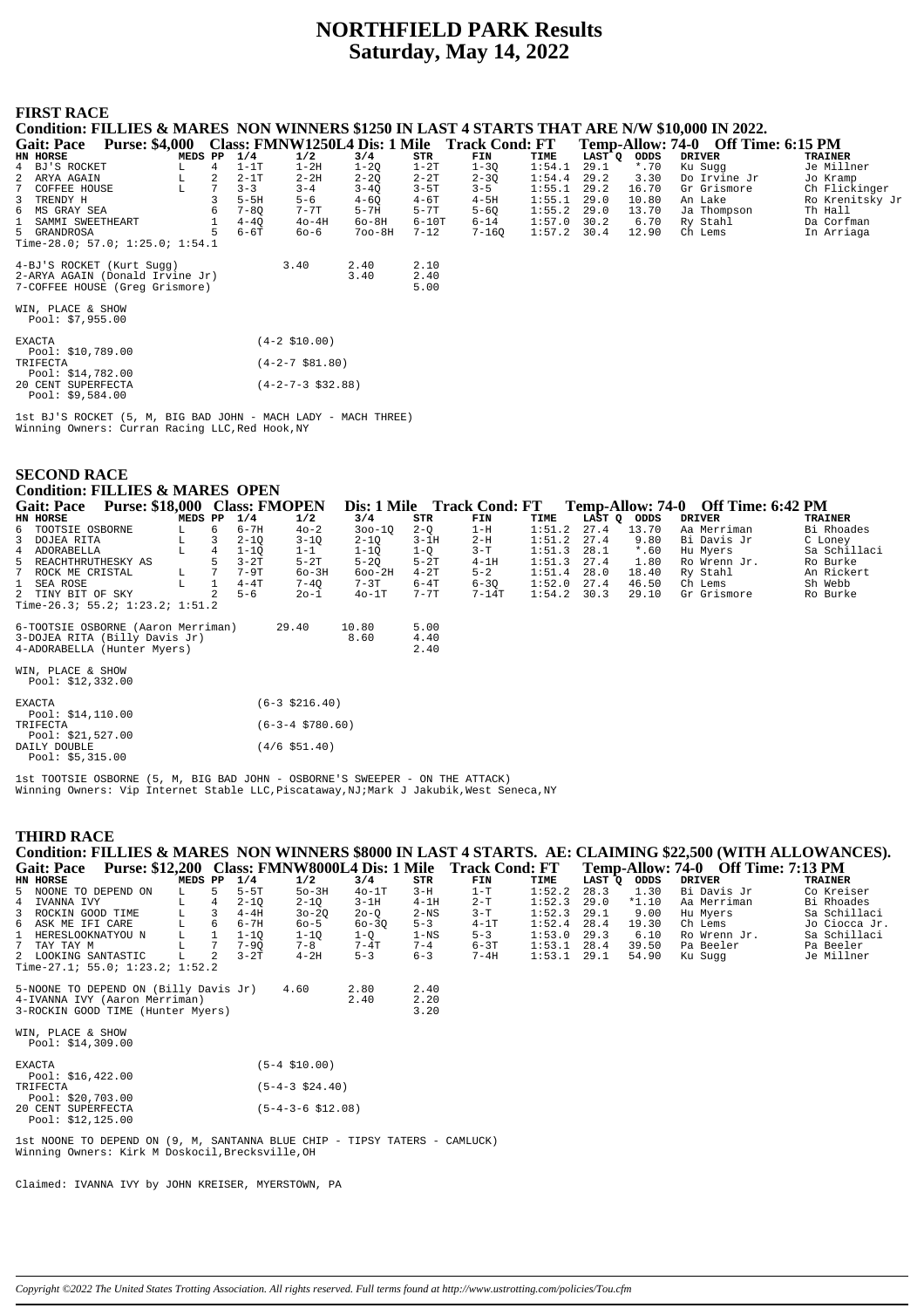# NORTHFIELD PARK Results
## Saturday, May 14, 2022

### FIRST RACE

**Condition: FILLIES & MARES NON WINNERS $1250 IN LAST 4 STARTS THAT ARE N/W $10,000 IN 2022.**

**Gait: Pace Purse: $4,000 Class: FMNW1250L4 Dis: 1 Mile Track Cond: FT Temp-Allow: 74-0 Off Time: 6:15 PM**

| HN | HORSE | MEDS | PP | 1/4 | 1/2 | 3/4 | STR | FIN | TIME | LAST Q | ODDS | DRIVER | TRAINER |
|---|---|---|---|---|---|---|---|---|---|---|---|---|---|
| 4 | BJ'S ROCKET | L | 4 | 1-1T | 1-2H | 1-2Q | 1-2T | 1-3Q | 1:54.1 | 29.1 | *.70 | Ku Sugg | Je Millner |
| 2 | ARYA AGAIN | L | 2 | 2-1T | 2-2H | 2-2Q | 2-2T | 2-3Q | 1:54.4 | 29.2 | 3.30 | Do Irvine Jr | Jo Kramp |
| 7 | COFFEE HOUSE | L | 7 | 3-3 | 3-4 | 3-4Q | 3-5T | 3-5 | 1:55.1 | 29.2 | 16.70 | Gr Grismore | Ch Flickinger |
| 3 | TRENDY H | | 3 | 5-5H | 5-6 | 4-6Q | 4-6T | 4-5H | 1:55.1 | 29.0 | 10.80 | An Lake | Ro Krenitsky Jr |
| 6 | MS GRAY SEA | | 6 | 7-8Q | 7-7T | 5-7H | 5-7T | 5-6Q | 1:55.2 | 29.0 | 13.70 | Ja Thompson | Th Hall |
| 1 | SAMMI SWEETHEART | | 1 | 4-4Q | 4o-4H | 6o-8H | 6-10T | 6-14 | 1:57.0 | 30.2 | 6.70 | Ry Stahl | Da Corfman |
| 5 | GRANDROSA | | 5 | 6-6T | 6o-6 | 7oo-8H | 7-12 | 7-16Q | 1:57.2 | 30.4 | 12.90 | Ch Lems | In Arriaga |

Time-28.0; 57.0; 1:25.0; 1:54.1

| | Win | Place | Show |
|---|---|---|---|
| 4-BJ'S ROCKET (Kurt Sugg) | 3.40 | 2.40 | 2.10 |
| 2-ARYA AGAIN (Donald Irvine Jr) | | 3.40 | 2.40 |
| 7-COFFEE HOUSE (Greg Grismore) | | | 5.00 |

WIN, PLACE & SHOW
Pool: $7,955.00

| Wager | Result |
|---|---|
| EXACTA (Pool: $10,789.00) | (4-2 $10.00) |
| TRIFECTA (Pool: $14,782.00) | (4-2-7 $81.80) |
| 20 CENT SUPERFECTA (Pool: $9,584.00) | (4-2-7-3 $32.88) |

1st BJ'S ROCKET (5, M, BIG BAD JOHN - MACH LADY - MACH THREE)
Winning Owners: Curran Racing LLC,Red Hook,NY

### SECOND RACE

**Condition: FILLIES & MARES OPEN**

**Gait: Pace Purse: $18,000 Class: FMOPEN Dis: 1 Mile Track Cond: FT Temp-Allow: 74-0 Off Time: 6:42 PM**

| HN | HORSE | MEDS | PP | 1/4 | 1/2 | 3/4 | STR | FIN | TIME | LAST Q | ODDS | DRIVER | TRAINER |
|---|---|---|---|---|---|---|---|---|---|---|---|---|---|
| 6 | TOOTSIE OSBORNE | L | 6 | 6-7H | 4o-2 | 3oo-1Q | 2-Q | 1-H | 1:51.2 | 27.4 | 13.70 | Aa Merriman | Bi Rhoades |
| 3 | DOJEA RITA | L | 3 | 2-1Q | 3-1Q | 2-1Q | 3-1H | 2-H | 1:51.2 | 27.4 | 9.80 | Bi Davis Jr | C Loney |
| 4 | ADORABELLA | L | 4 | 1-1Q | 1-1 | 1-1Q | 1-Q | 3-T | 1:51.3 | 28.1 | *.60 | Hu Myers | Sa Schillaci |
| 5 | REACHTHRUTHESKY AS | | 5 | 3-2T | 5-2T | 5-2Q | 5-2T | 4-1H | 1:51.3 | 27.4 | 1.80 | Ro Wrenn Jr. | Ro Burke |
| 7 | ROCK ME CRISTAL | L | 7 | 7-9T | 6o-3H | 6oo-2H | 4-2T | 5-2 | 1:51.4 | 28.0 | 18.40 | Ry Stahl | An Rickert |
| 1 | SEA ROSE | L | 1 | 4-4T | 7-4Q | 7-3T | 6-4T | 6-3Q | 1:52.0 | 27.4 | 46.50 | Ch Lems | Sh Webb |
| 2 | TINY BIT OF SKY | | 2 | 5-6 | 2o-1 | 4o-1T | 7-7T | 7-14T | 1:54.2 | 30.3 | 29.10 | Gr Grismore | Ro Burke |

Time-26.3; 55.2; 1:23.2; 1:51.2

| | Win | Place | Show |
|---|---|---|---|
| 6-TOOTSIE OSBORNE (Aaron Merriman) | 29.40 | 10.80 | 5.00 |
| 3-DOJEA RITA (Billy Davis Jr) | | 8.60 | 4.40 |
| 4-ADORABELLA (Hunter Myers) | | | 2.40 |

WIN, PLACE & SHOW
Pool: $12,332.00

| Wager | Result |
|---|---|
| EXACTA (Pool: $14,110.00) | (6-3 $216.40) |
| TRIFECTA (Pool: $21,527.00) | (6-3-4 $780.60) |
| DAILY DOUBLE (Pool: $5,315.00) | (4/6 $51.40) |

1st TOOTSIE OSBORNE (5, M, BIG BAD JOHN - OSBORNE'S SWEEPER - ON THE ATTACK)
Winning Owners: Vip Internet Stable LLC,Piscataway,NJ;Mark J Jakubik,West Seneca,NY

### THIRD RACE

**Condition: FILLIES & MARES NON WINNERS $8000 IN LAST 4 STARTS. AE: CLAIMING $22,500 (WITH ALLOWANCES).**

**Gait: Pace Purse: $12,200 Class: FMNW8000L4 Dis: 1 Mile Track Cond: FT Temp-Allow: 74-0 Off Time: 7:13 PM**

| HN | HORSE | MEDS | PP | 1/4 | 1/2 | 3/4 | STR | FIN | TIME | LAST Q | ODDS | DRIVER | TRAINER |
|---|---|---|---|---|---|---|---|---|---|---|---|---|---|
| 5 | NOONE TO DEPEND ON | L | 5 | 5-5T | 5o-3H | 4o-1T | 3-H | 1-T | 1:52.2 | 28.3 | 1.30 | Bi Davis Jr | Co Kreiser |
| 4 | IVANNA IVY | L | 4 | 2-1Q | 2-1Q | 3-1H | 4-1H | 2-T | 1:52.3 | 29.0 | *1.10 | Aa Merriman | Bi Rhoades |
| 3 | ROCKIN GOOD TIME | L | 3 | 4-4H | 3o-2Q | 2o-Q | 2-NS | 3-T | 1:52.3 | 29.1 | 9.00 | Hu Myers | Sa Schillaci |
| 6 | ASK ME IFI CARE | L | 6 | 6-7H | 6o-5 | 6o-3Q | 5-3 | 4-1T | 1:52.4 | 28.4 | 19.30 | Ch Lems | Jo Ciocca Jr. |
| 1 | HERESLOOKNATYOU N | L | 1 | 1-1Q | 1-1Q | 1-Q | 1-NS | 5-3 | 1:53.0 | 29.3 | 6.10 | Ro Wrenn Jr. | Sa Schillaci |
| 7 | TAY TAY M | L | 7 | 7-9Q | 7-8 | 7-4T | 7-4 | 6-3T | 1:53.1 | 28.4 | 39.50 | Pa Beeler | Pa Beeler |
| 2 | LOOKING SANTASTIC | L | 2 | 3-2T | 4-2H | 5-3 | 6-3 | 7-4H | 1:53.1 | 29.1 | 54.90 | Ku Sugg | Je Millner |

Time-27.1; 55.0; 1:23.2; 1:52.2

| | Win | Place | Show |
|---|---|---|---|
| 5-NOONE TO DEPEND ON (Billy Davis Jr) | 4.60 | 2.80 | 2.40 |
| 4-IVANNA IVY (Aaron Merriman) | | 2.40 | 2.20 |
| 3-ROCKIN GOOD TIME (Hunter Myers) | | | 3.20 |

WIN, PLACE & SHOW
Pool: $14,309.00

| Wager | Result |
|---|---|
| EXACTA (Pool: $16,422.00) | (5-4 $10.00) |
| TRIFECTA (Pool: $20,703.00) | (5-4-3 $24.40) |
| 20 CENT SUPERFECTA (Pool: $12,125.00) | (5-4-3-6 $12.08) |

1st NOONE TO DEPEND ON (9, M, SANTANNA BLUE CHIP - TIPSY TATERS - CAMLUCK)
Winning Owners: Kirk M Doskocil,Brecksville,OH

Claimed: IVANNA IVY by JOHN KREISER, MYERSTOWN, PA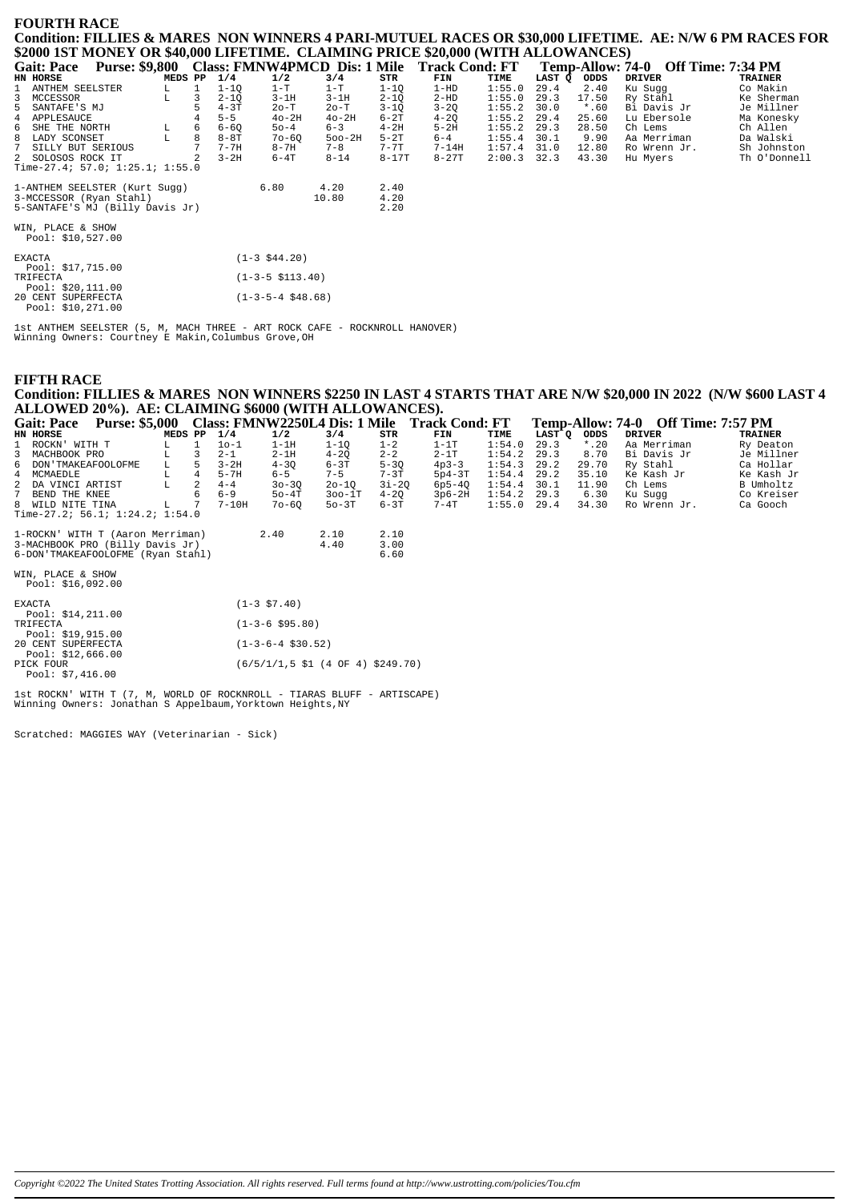## FOURTH RACE

**Condition: FILLIES & MARES NON WINNERS 4 PARI-MUTUEL RACES OR $30,000 LIFETIME. AE: N/W 6 PM RACES FOR $2000 1ST MONEY OR $40,000 LIFETIME. CLAIMING PRICE $20,000 (WITH ALLOWANCES)**

**Gait: Pace Purse: $9,800 Class: FMNW4PMCD Dis: 1 Mile Track Cond: FT Temp-Allow: 74-0 Off Time: 7:34 PM**

| HN | HORSE | MEDS | PP | 1/4 | 1/2 | 3/4 | STR | FIN | TIME | LAST Q | ODDS | DRIVER | TRAINER |
|---|---|---|---|---|---|---|---|---|---|---|---|---|---|
| 1 | ANTHEM SEELSTER | L | 1 | 1-1Q | 1-T | 1-T | 1-1Q | 1-HD | 1:55.0 | 29.4 | 2.40 | Ku Sugg | Co Makin |
| 3 | MCCESSOR | L | 3 | 2-1Q | 3-1H | 3-1H | 2-1Q | 2-HD | 1:55.0 | 29.3 | 17.50 | Ry Stahl | Ke Sherman |
| 5 | SANTAFE'S MJ | | 5 | 4-3T | 2o-T | 2o-T | 3-1Q | 3-2Q | 1:55.2 | 30.0 | *.60 | Bi Davis Jr | Je Millner |
| 4 | APPLESAUCE | | 4 | 5-5 | 4o-2H | 4o-2H | 6-2T | 4-2Q | 1:55.2 | 29.4 | 25.60 | Lu Ebersole | Ma Konesky |
| 6 | SHE THE NORTH | L | 6 | 6-6Q | 5o-4 | 6-3 | 4-2H | 5-2H | 1:55.2 | 29.3 | 28.50 | Ch Lems | Ch Allen |
| 8 | LADY SCONSET | L | 8 | 8-8T | 7o-6Q | 5oo-2H | 5-2T | 6-4 | 1:55.4 | 30.1 | 9.90 | Aa Merriman | Da Walski |
| 7 | SILLY BUT SERIOUS | | 7 | 7-7H | 8-7H | 7-8 | 7-7T | 7-14H | 1:57.4 | 31.0 | 12.80 | Ro Wrenn Jr. | Sh Johnston |
| 2 | SOLOSOS ROCK IT | | 2 | 3-2H | 6-4T | 8-14 | 8-17T | 8-27T | 2:00.3 | 32.3 | 43.30 | Hu Myers | Th O'Donnell |

Time-27.4; 57.0; 1:25.1; 1:55.0

| | | | |
|---|---|---|---|
| 1-ANTHEM SEELSTER (Kurt Sugg) | 6.80 | 4.20 | 2.40 |
| 3-MCCESSOR (Ryan Stahl) | | 10.80 | 4.20 |
| 5-SANTAFE'S MJ (Billy Davis Jr) | | | 2.20 |

WIN, PLACE & SHOW
Pool: $10,527.00

| | |
|---|---|
| EXACTA Pool: $17,715.00 | (1-3 $44.20) |
| TRIFECTA Pool: $20,111.00 | (1-3-5 $113.40) |
| 20 CENT SUPERFECTA Pool: $10,271.00 | (1-3-5-4 $48.68) |

1st ANTHEM SEELSTER (5, M, MACH THREE - ART ROCK CAFE - ROCKNROLL HANOVER)
Winning Owners: Courtney E Makin,Columbus Grove,OH

## FIFTH RACE

**Condition: FILLIES & MARES NON WINNERS $2250 IN LAST 4 STARTS THAT ARE N/W $20,000 IN 2022 (N/W $600 LAST 4 ALLOWED 20%). AE: CLAIMING $6000 (WITH ALLOWANCES).**

**Gait: Pace Purse: $5,000 Class: FMNW2250L4 Dis: 1 Mile Track Cond: FT Temp-Allow: 74-0 Off Time: 7:57 PM**

| HN | HORSE | MEDS | PP | 1/4 | 1/2 | 3/4 | STR | FIN | TIME | LAST Q | ODDS | DRIVER | TRAINER |
|---|---|---|---|---|---|---|---|---|---|---|---|---|---|
| 1 | ROCKN' WITH T | L | 1 | 1o-1 | 1-1H | 1-1Q | 1-2 | 1-1T | 1:54.0 | 29.3 | *.20 | Aa Merriman | Ry Deaton |
| 3 | MACHBOOK PRO | L | 3 | 2-1 | 2-1H | 4-2Q | 2-2 | 2-1T | 1:54.2 | 29.3 | 8.70 | Bi Davis Jr | Je Millner |
| 6 | DON'TMAKEAFOOLOFME | L | 5 | 3-2H | 4-3Q | 6-3T | 5-3Q | 4p3-3 | 1:54.3 | 29.2 | 29.70 | Ry Stahl | Ca Hollar |
| 4 | MCMAEDLE | L | 4 | 5-7H | 6-5 | 7-5 | 7-3T | 5p4-3T | 1:54.4 | 29.2 | 35.10 | Ke Kash Jr | Ke Kash Jr |
| 2 | DA VINCI ARTIST | L | 2 | 4-4 | 3o-3Q | 2o-1Q | 3i-2Q | 6p5-4Q | 1:54.4 | 30.1 | 11.90 | Ch Lems | B Umholtz |
| 7 | BEND THE KNEE | | 6 | 6-9 | 5o-4T | 3oo-1T | 4-2Q | 3p6-2H | 1:54.2 | 29.3 | 6.30 | Ku Sugg | Co Kreiser |
| 8 | WILD NITE TINA | L | 7 | 7-10H | 7o-6Q | 5o-3T | 6-3T | 7-4T | 1:55.0 | 29.4 | 34.30 | Ro Wrenn Jr. | Ca Gooch |

Time-27.2; 56.1; 1:24.2; 1:54.0

| | | | |
|---|---|---|---|
| 1-ROCKN' WITH T (Aaron Merriman) | 2.40 | 2.10 | 2.10 |
| 3-MACHBOOK PRO (Billy Davis Jr) | | 4.40 | 3.00 |
| 6-DON'TMAKEAFOOLOFME (Ryan Stahl) | | | 6.60 |

WIN, PLACE & SHOW
Pool: $16,092.00

| | |
|---|---|
| EXACTA Pool: $14,211.00 | (1-3 $7.40) |
| TRIFECTA Pool: $19,915.00 | (1-3-6 $95.80) |
| 20 CENT SUPERFECTA Pool: $12,666.00 | (1-3-6-4 $30.52) |
| PICK FOUR Pool: $7,416.00 | (6/5/1/1,5 $1 (4 OF 4) $249.70) |

1st ROCKN' WITH T (7, M, WORLD OF ROCKNROLL - TIARAS BLUFF - ARTISCAPE)
Winning Owners: Jonathan S Appelbaum,Yorktown Heights,NY

Scratched: MAGGIES WAY (Veterinarian - Sick)

*Copyright ©2022 The United States Trotting Association. All rights reserved. Full terms found at http://www.ustrotting.com/policies/Tou.cfm*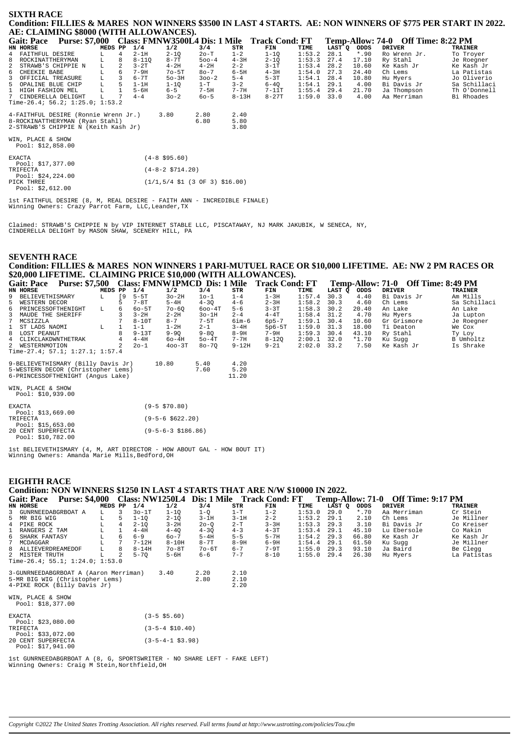## SIXTH RACE

**Condition: FILLIES & MARES NON WINNERS $3500 IN LAST 4 STARTS. AE: NON WINNERS OF $775 PER START IN 2022. AE: CLAIMING $8000 (WITH ALLOWANCES).**

**Gait: Pace Purse: $7,000 Class: FMNW3500L4 Dis: 1 Mile Track Cond: FT Temp-Allow: 74-0 Off Time: 8:22 PM**

| HN | HORSE | MEDS | PP | 1/4 | 1/2 | 3/4 | STR | FIN | TIME | LAST Q | ODDS | DRIVER | TRAINER |
|---|---|---|---|---|---|---|---|---|---|---|---|---|---|
| 4 | FAITHFUL DESIRE | L | 4 | 2-1H | 2-1Q | 2o-T | 1-2 | 1-1Q | 1:53.2 | 28.1 | *.90 | Ro Wrenn Jr. | To Troyer |
| 8 | ROCKINATTHERYMAN | L | 8 | 8-11Q | 8-7T | 5oo-4 | 4-3H | 2-1Q | 1:53.3 | 27.4 | 17.10 | Ry Stahl | Je Roegner |
| 2 | STRAWB'S CHIPPIE N | L | 2 | 3-2T | 4-2H | 4-2H | 2-2 | 3-1T | 1:53.4 | 28.2 | 10.60 | Ke Kash Jr | Ke Kash Jr |
| 6 | CHEEKIE BABE | L | 6 | 7-9H | 7o-5T | 8o-7 | 6-5H | 4-3H | 1:54.0 | 27.3 | 24.40 | Ch Lems | La Patistas |
| 3 | OFFICIAL TREASURE | L | 3 | 6-7T | 5o-3H | 3oo-2 | 5-4 | 5-3T | 1:54.1 | 28.4 | 10.80 | Hu Myers | Jo Oliverio |
| 5 | OPALINE BLUE CHIP | L | 5 | 1-1H | 1-1Q | 1-T | 3-2 | 6-4Q | 1:54.1 | 29.1 | 4.00 | Bi Davis Jr | Sa Schillaci |
| 1 | HIGH FASHION MEL | L | 1 | 5-6H | 6-5 | 7-5H | 7-7H | 7-11T | 1:55.4 | 29.4 | 21.70 | Ja Thompson | Th O'Donnell |
| 7 | CINDERELLA DELIGHT | L | 7 | 4-4 | 3o-2 | 6o-5 | 8-13H | 8-27T | 1:59.0 | 33.0 | 4.00 | Aa Merriman | Bi Rhoades |

Time-26.4; 56.2; 1:25.0; 1:53.2

| | | | |
|---|---|---|---|
| 4-FAITHFUL DESIRE (Ronnie Wrenn Jr.) | 3.80 | 2.80 | 2.40 |
| 8-ROCKINATTHERYMAN (Ryan Stahl) | | 6.80 | 5.80 |
| 2-STRAWB'S CHIPPIE N (Keith Kash Jr) | | | 3.80 |

WIN, PLACE & SHOW
Pool: $12,858.00

EXACTA (4-8 $95.60)
Pool: $17,377.00
TRIFECTA (4-8-2 $714.20)
Pool: $24,224.00
PICK THREE (1/1,5/4 $1 (3 OF 3) $16.00)
Pool: $2,612.00

1st FAITHFUL DESIRE (8, M, REAL DESIRE - FAITH ANN - INCREDIBLE FINALE)
Winning Owners: Crazy Parrot Farm, LLC,Leander,TX

Claimed: STRAWB'S CHIPPIE N by VIP INTERNET STABLE LLC, PISCATAWAY, NJ MARK JAKUBIK, W SENECA, NY,
CINDERELLA DELIGHT by MASON SHAW, SCENERY HILL, PA

## SEVENTH RACE

**Condition: FILLIES & MARES NON WINNERS 1 PARI-MUTUEL RACE OR $10,000 LIFETIME. AE: NW 2 PM RACES OR $20,000 LIFETIME. CLAIMING PRICE $10,000 (WITH ALLOWANCES).**

**Gait: Pace Purse: $7,500 Class: FMNW1PMCD Dis: 1 Mile Track Cond: FT Temp-Allow: 71-0 Off Time: 8:49 PM**

| HN | HORSE | MEDS | PP | 1/4 | 1/2 | 3/4 | STR | FIN | TIME | LAST Q | ODDS | DRIVER | TRAINER |
|---|---|---|---|---|---|---|---|---|---|---|---|---|---|
| 9 | BELIEVETHISMARY | L | [9 | 5-5T | 3o-2H | 1o-1 | 1-4 | 1-3H | 1:57.4 | 30.3 | 4.40 | Bi Davis Jr | Am Mills |
| 5 | WESTERN DECOR | | 5 | 7-8T | 5-4H | 4-3Q | 4-6 | 2-3H | 1:58.2 | 30.3 | 4.60 | Ch Lems | Sa Schillaci |
| 6 | PRINCESSOFTHENIGHT | L | 6 | 6o-5T | 7o-6Q | 6oo-4T | 5-6 | 3-3T | 1:58.3 | 30.2 | 20.40 | An Lake | An Lake |
| 3 | MAUDE THE SHERIFF | | 3 | 3-2H | 2-2H | 3o-1H | 2-4 | 4-4T | 1:58.4 | 31.2 | 4.70 | Hu Myers | Ja Lupton |
| 7 | MCSIZZLA | | 7 | 8-10T | 8-7 | 7-5T | 6im-6 | 6p5-7 | 1:59.1 | 30.4 | 10.60 | Gr Grismore | Je Roegner |
| 1 | ST LADS NAOMI | L | 1 | 1-1 | 1-2H | 2-1 | 3-4H | 5p6-5T | 1:59.0 | 31.3 | 18.00 | Ti Deaton | We Cox |
| 8 | LOST PEANUT | | 8 | 9-13T | 9-9Q | 9-8Q | 8-9H | 7-9H | 1:59.3 | 30.4 | 43.10 | Ry Stahl | Ty Loy |
| 4 | CLIKCLAKDWNTHETRAK | | 4 | 4-4H | 6o-4H | 5o-4T | 7-7H | 8-12Q | 2:00.1 | 32.0 | *1.70 | Ku Sugg | B Umholtz |
| 2 | WESTERNMOTION | | 2 | 2o-1 | 4oo-3T | 8o-7Q | 9-12H | 9-21 | 2:02.0 | 33.2 | 7.50 | Ke Kash Jr | Is Shrake |

Time-27.4; 57.1; 1:27.1; 1:57.4

| | | | |
|---|---|---|---|
| 9-BELIEVETHISMARY (Billy Davis Jr) | 10.80 | 5.40 | 4.20 |
| 5-WESTERN DECOR (Christopher Lems) | | 7.60 | 5.20 |
| 6-PRINCESSOFTHENIGHT (Angus Lake) | | | 11.20 |

WIN, PLACE & SHOW
Pool: $10,939.00

EXACTA (9-5 $70.80)
Pool: $13,669.00
TRIFECTA (9-5-6 $622.20)
Pool: $15,653.00
20 CENT SUPERFECTA (9-5-6-3 $186.86)
Pool: $10,782.00

1st BELIEVETHISMARY (4, M, ART DIRECTOR - HOW ABOUT GAL - HOW BOUT IT)
Winning Owners: Amanda Marie Mills,Bedford,OH

## EIGHTH RACE

**Condition: NON WINNERS $1250 IN LAST 4 STARTS THAT ARE N/W $10000 IN 2022.**

**Gait: Pace Purse: $4,000 Class: NW1250L4 Dis: 1 Mile Track Cond: FT Temp-Allow: 71-0 Off Time: 9:17 PM**

| HN | HORSE | MEDS | PP | 1/4 | 1/2 | 3/4 | STR | FIN | TIME | LAST Q | ODDS | DRIVER | TRAINER |
|---|---|---|---|---|---|---|---|---|---|---|---|---|---|
| 3 | GUNRNEEDABGRBOAT A | L | 3 | 3o-1T | 1-1Q | 1-Q | 1-T | 1-2 | 1:53.0 | 29.0 | *.70 | Aa Merriman | Cr Stein |
| 5 | MR BIG WIG | L | 5 | 1-1Q | 2-1Q | 3-1H | 3-1H | 2-2 | 1:53.2 | 29.1 | 2.10 | Ch Lems | Je Millner |
| 4 | PIKE ROCK | L | 4 | 2-1Q | 3-2H | 2o-Q | 2-T | 3-3H | 1:53.3 | 29.3 | 3.10 | Bi Davis Jr | Co Kreiser |
| 1 | RANGERS Z TAM | L | 1 | 4-4H | 4-4Q | 4-3Q | 4-3 | 4-3T | 1:53.4 | 29.1 | 45.10 | Lu Ebersole | Co Makin |
| 6 | SHARK FANTASY | L | 6 | 6-9 | 6o-7 | 5-4H | 5-5 | 5-7H | 1:54.2 | 29.3 | 66.80 | Ke Kash Jr | Ke Kash Jr |
| 7 | MCDAGGAR | L | 7 | 7-12H | 8-10H | 8-7T | 8-9H | 6-9H | 1:54.4 | 29.1 | 61.50 | Ku Sugg | Je Millner |
| 8 | ALLIEVERDREAMEDOF | L | 8 | 8-14H | 7o-8T | 7o-6T | 6-7 | 7-9T | 1:55.0 | 29.3 | 93.10 | Ja Baird | Be Clegg |
| 2 | MISTER TRUTH | L | 2 | 5-7Q | 5-6H | 6-6 | 7-7 | 8-10 | 1:55.0 | 29.4 | 26.30 | Hu Myers | La Patistas |

Time-26.4; 55.1; 1:24.0; 1:53.0

| | | | |
|---|---|---|---|
| 3-GUNRNEEDABGRBOAT A (Aaron Merriman) | 3.40 | 2.20 | 2.10 |
| 5-MR BIG WIG (Christopher Lems) | | 2.80 | 2.10 |
| 4-PIKE ROCK (Billy Davis Jr) | | | 2.20 |

WIN, PLACE & SHOW
Pool: $18,377.00

EXACTA (3-5 $5.60)
Pool: $23,080.00
TRIFECTA (3-5-4 $10.40)
Pool: $33,072.00
20 CENT SUPERFECTA (3-5-4-1 $3.98)
Pool: $17,941.00

1st GUNRNEEDABGRBOAT A (8, G, SPORTSWRITER - NO SHARE LEFT - FAKE LEFT)
Winning Owners: Craig M Stein,Northfield,OH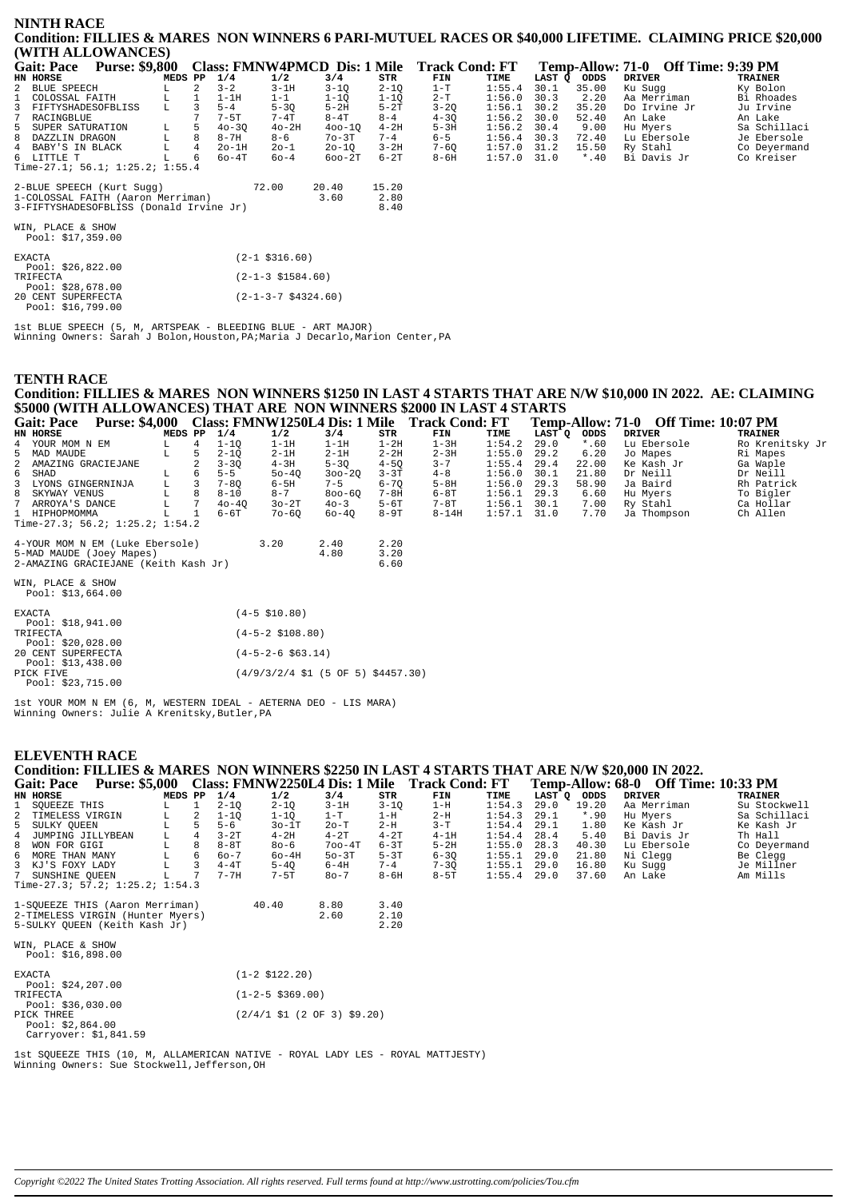## NINTH RACE

**Condition: FILLIES & MARES NON WINNERS 6 PARI-MUTUEL RACES OR $40,000 LIFETIME. CLAIMING PRICE $20,000 (WITH ALLOWANCES)**

**Gait: Pace Purse: $9,800 Class: FMNW4PMCD Dis: 1 Mile Track Cond: FT Temp-Allow: 71-0 Off Time: 9:39 PM**

| HN | HORSE | MEDS | PP | 1/4 | 1/2 | 3/4 | STR | FIN | TIME | LAST Q | ODDS | DRIVER | TRAINER |
|---|---|---|---|---|---|---|---|---|---|---|---|---|---|
| 2 | BLUE SPEECH | L | 2 | 3-2 | 3-1H | 3-1Q | 2-1Q | 1-T | 1:55.4 | 30.1 | 35.00 | Ku Sugg | Ky Bolon |
| 1 | COLOSSAL FAITH | L | 1 | 1-1H | 1-1 | 1-1Q | 1-1Q | 2-T | 1:56.0 | 30.3 | 2.20 | Aa Merriman | Bi Rhoades |
| 3 | FIFTYSHADESOFBLISS | L | 3 | 5-4 | 5-3Q | 5-2H | 5-2T | 3-2Q | 1:56.1 | 30.2 | 35.20 | Do Irvine Jr | Ju Irvine |
| 7 | RACINGBLUE | | 7 | 7-5T | 7-4T | 8-4T | 8-4 | 4-3Q | 1:56.2 | 30.0 | 52.40 | An Lake | An Lake |
| 5 | SUPER SATURATION | L | 5 | 4o-3Q | 4o-2H | 4oo-1Q | 4-2H | 5-3H | 1:56.2 | 30.4 | 9.00 | Hu Myers | Sa Schillaci |
| 8 | DAZZLIN DRAGON | L | 8 | 8-7H | 8-6 | 7o-3T | 7-4 | 6-5 | 1:56.4 | 30.3 | 72.40 | Lu Ebersole | Je Ebersole |
| 4 | BABY'S IN BLACK | L | 4 | 2o-1H | 2o-1 | 2o-1Q | 3-2H | 7-6Q | 1:57.0 | 31.2 | 15.50 | Ry Stahl | Co Deyermand |
| 6 | LITTLE T | L | 6 | 6o-4T | 6o-4 | 6oo-2T | 6-2T | 8-6H | 1:57.0 | 31.0 | *.40 | Bi Davis Jr | Co Kreiser |

Time-27.1; 56.1; 1:25.2; 1:55.4

| | | | |
|---|---|---|---|
| 2-BLUE SPEECH (Kurt Sugg) | 72.00 | 20.40 | 15.20 |
| 1-COLOSSAL FAITH (Aaron Merriman) | | 3.60 | 2.80 |
| 3-FIFTYSHADESOFBLISS (Donald Irvine Jr) | | | 8.40 |

WIN, PLACE & SHOW
Pool: $17,359.00

EXACTA (2-1 $316.60)
Pool: $26,822.00
TRIFECTA (2-1-3 $1584.60)
Pool: $28,678.00
20 CENT SUPERFECTA (2-1-3-7 $4324.60)
Pool: $16,799.00

1st BLUE SPEECH (5, M, ARTSPEAK - BLEEDING BLUE - ART MAJOR)
Winning Owners: Sarah J Bolon,Houston,PA;Maria J Decarlo,Marion Center,PA

## TENTH RACE

**Condition: FILLIES & MARES NON WINNERS $1250 IN LAST 4 STARTS THAT ARE N/W $10,000 IN 2022. AE: CLAIMING $5000 (WITH ALLOWANCES) THAT ARE NON WINNERS $2000 IN LAST 4 STARTS**

**Gait: Pace Purse: $4,000 Class: FMNW1250L4 Dis: 1 Mile Track Cond: FT Temp-Allow: 71-0 Off Time: 10:07 PM**

| HN | HORSE | MEDS | PP | 1/4 | 1/2 | 3/4 | STR | FIN | TIME | LAST Q | ODDS | DRIVER | TRAINER |
|---|---|---|---|---|---|---|---|---|---|---|---|---|---|
| 4 | YOUR MOM N EM | L | 4 | 1-1Q | 1-1H | 1-1H | 1-2H | 1-3H | 1:54.2 | 29.0 | *.60 | Lu Ebersole | Ro Krenitsky Jr |
| 5 | MAD MAUDE | L | 5 | 2-1Q | 2-1H | 2-1H | 2-2H | 2-3H | 1:55.0 | 29.2 | 6.20 | Jo Mapes | Ri Mapes |
| 2 | AMAZING GRACIEJANE | | 2 | 3-3Q | 4-3H | 5-3Q | 4-5Q | 3-7 | 1:55.4 | 29.4 | 22.00 | Ke Kash Jr | Ga Waple |
| 6 | SHAD | L | 6 | 5-5 | 5o-4Q | 3oo-2Q | 3-3T | 4-8 | 1:56.0 | 30.1 | 21.80 | Dr Neill | Dr Neill |
| 3 | LYONS GINGERNINJA | L | 3 | 7-8Q | 6-5H | 7-5 | 6-7Q | 5-8H | 1:56.0 | 29.3 | 58.90 | Ja Baird | Rh Patrick |
| 8 | SKYWAY VENUS | L | 8 | 8-10 | 8-7 | 8oo-6Q | 7-8H | 6-8T | 1:56.1 | 29.3 | 6.60 | Hu Myers | To Bigler |
| 7 | ARROYA'S DANCE | L | 7 | 4o-4Q | 3o-2T | 4o-3 | 5-6T | 7-8T | 1:56.1 | 30.1 | 7.00 | Ry Stahl | Ca Hollar |
| 1 | HIPHOPMOMMA | L | 1 | 6-6T | 7o-6Q | 6o-4Q | 8-9T | 8-14H | 1:57.1 | 31.0 | 7.70 | Ja Thompson | Ch Allen |

Time-27.3; 56.2; 1:25.2; 1:54.2

| | | | |
|---|---|---|---|
| 4-YOUR MOM N EM (Luke Ebersole) | 3.20 | 2.40 | 2.20 |
| 5-MAD MAUDE (Joey Mapes) | | 4.80 | 3.20 |
| 2-AMAZING GRACIEJANE (Keith Kash Jr) | | | 6.60 |

WIN, PLACE & SHOW
Pool: $13,664.00

EXACTA (4-5 $10.80)
Pool: $18,941.00
TRIFECTA (4-5-2 $108.80)
Pool: $20,028.00
20 CENT SUPERFECTA (4-5-2-6 $63.14)
Pool: $13,438.00
PICK FIVE (4/9/3/2/4 $1 (5 OF 5) $4457.30)
Pool: $23,715.00

1st YOUR MOM N EM (6, M, WESTERN IDEAL - AETERNA DEO - LIS MARA)
Winning Owners: Julie A Krenitsky,Butler,PA

## ELEVENTH RACE

**Condition: FILLIES & MARES NON WINNERS $2250 IN LAST 4 STARTS THAT ARE N/W $20,000 IN 2022.**

**Gait: Pace Purse: $5,000 Class: FMNW2250L4 Dis: 1 Mile Track Cond: FT Temp-Allow: 68-0 Off Time: 10:33 PM**

| HN | HORSE | MEDS | PP | 1/4 | 1/2 | 3/4 | STR | FIN | TIME | LAST Q | ODDS | DRIVER | TRAINER |
|---|---|---|---|---|---|---|---|---|---|---|---|---|---|
| 1 | SQUEEZE THIS | L | 1 | 2-1Q | 2-1Q | 3-1H | 3-1Q | 1-H | 1:54.3 | 29.0 | 19.20 | Aa Merriman | Su Stockwell |
| 2 | TIMELESS VIRGIN | L | 2 | 1-1Q | 1-1Q | 1-T | 1-H | 2-H | 1:54.3 | 29.1 | *.90 | Hu Myers | Sa Schillaci |
| 5 | SULKY QUEEN | L | 5 | 5-6 | 3o-1T | 2o-T | 2-H | 3-T | 1:54.4 | 29.1 | 1.80 | Ke Kash Jr | Ke Kash Jr |
| 4 | JUMPING JILLYBEAN | L | 4 | 3-2T | 4-2H | 4-2T | 4-2T | 4-1H | 1:54.4 | 28.4 | 5.40 | Bi Davis Jr | Th Hall |
| 8 | WON FOR GIGI | L | 8 | 8-8T | 8o-6 | 7oo-4T | 6-3T | 5-2H | 1:55.0 | 28.3 | 40.30 | Lu Ebersole | Co Deyermand |
| 6 | MORE THAN MANY | L | 6 | 6o-7 | 6o-4H | 5o-3T | 5-3T | 6-3Q | 1:55.1 | 29.0 | 21.80 | Ni Clegg | Be Clegg |
| 3 | KJ'S FOXY LADY | L | 3 | 4-4T | 5-4Q | 6-4H | 7-4 | 7-3Q | 1:55.1 | 29.0 | 16.80 | Ku Sugg | Je Millner |
| 7 | SUNSHINE QUEEN | L | 7 | 7-7H | 7-5T | 8o-7 | 8-6H | 8-5T | 1:55.4 | 29.0 | 37.60 | An Lake | Am Mills |

Time-27.3; 57.2; 1:25.2; 1:54.3

| | | | |
|---|---|---|---|
| 1-SQUEEZE THIS (Aaron Merriman) | 40.40 | 8.80 | 3.40 |
| 2-TIMELESS VIRGIN (Hunter Myers) | | 2.60 | 2.10 |
| 5-SULKY QUEEN (Keith Kash Jr) | | | 2.20 |

WIN, PLACE & SHOW
Pool: $16,898.00

EXACTA (1-2 $122.20)
Pool: $24,207.00
TRIFECTA (1-2-5 $369.00)
Pool: $36,030.00
PICK THREE (2/4/1 $1 (2 OF 3) $9.20)
Pool: $2,864.00
Carryover: $1,841.59

1st SQUEEZE THIS (10, M, ALLAMERICAN NATIVE - ROYAL LADY LES - ROYAL MATTJESTY)
Winning Owners: Sue Stockwell,Jefferson,OH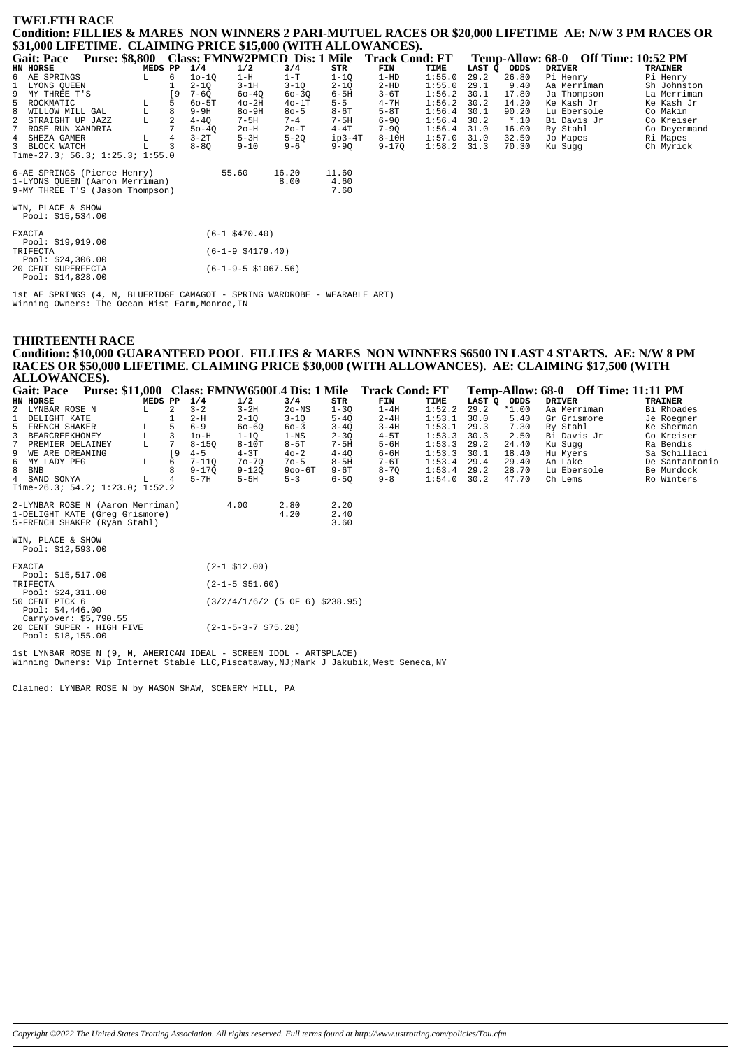## TWELFTH RACE

**Condition: FILLIES & MARES NON WINNERS 2 PARI-MUTUEL RACES OR $20,000 LIFETIME AE: N/W 3 PM RACES OR $31,000 LIFETIME. CLAIMING PRICE $15,000 (WITH ALLOWANCES).**

**Gait: Pace Purse: $8,800 Class: FMNW2PMCD Dis: 1 Mile Track Cond: FT Temp-Allow: 68-0 Off Time: 10:52 PM**

| HN | HORSE | MEDS | PP | 1/4 | 1/2 | 3/4 | STR | FIN | TIME | LAST Q | ODDS | DRIVER | TRAINER |
|---|---|---|---|---|---|---|---|---|---|---|---|---|---|
| 6 | AE SPRINGS | L | 6 | 1o-1Q | 1-H | 1-T | 1-1Q | 1-HD | 1:55.0 | 29.2 | 26.80 | Pi Henry | Pi Henry |
| 1 | LYONS QUEEN | | 1 | 2-1Q | 3-1H | 3-1Q | 2-1Q | 2-HD | 1:55.0 | 29.1 | 9.40 | Aa Merriman | Sh Johnston |
| 9 | MY THREE T'S | | [9 | 7-6Q | 6o-4Q | 6o-3Q | 6-5H | 3-6T | 1:56.2 | 30.1 | 17.80 | Ja Thompson | La Merriman |
| 5 | ROCKMATIC | L | 5 | 6o-5T | 4o-2H | 4o-1T | 5-5 | 4-7H | 1:56.2 | 30.2 | 14.20 | Ke Kash Jr | Ke Kash Jr |
| 8 | WILLOW MILL GAL | L | 8 | 9-9H | 8o-9H | 8o-5 | 8-6T | 5-8T | 1:56.4 | 30.1 | 90.20 | Lu Ebersole | Co Makin |
| 2 | STRAIGHT UP JAZZ | L | 2 | 4-4Q | 7-5H | 7-4 | 7-5H | 6-9Q | 1:56.4 | 30.2 | *.10 | Bi Davis Jr | Co Kreiser |
| 7 | ROSE RUN XANDRIA | | 7 | 5o-4Q | 2o-H | 2o-T | 4-4T | 7-9Q | 1:56.4 | 31.0 | 16.00 | Ry Stahl | Co Deyermand |
| 4 | SHEZA GAMER | L | 4 | 3-2T | 5-3H | 5-2Q | ip3-4T | 8-10H | 1:57.0 | 31.0 | 32.50 | Jo Mapes | Ri Mapes |
| 3 | BLOCK WATCH | L | 3 | 8-8Q | 9-10 | 9-6 | 9-9Q | 9-17Q | 1:58.2 | 31.3 | 70.30 | Ku Sugg | Ch Myrick |

Time-27.3; 56.3; 1:25.3; 1:55.0

| | | | |
|---|---|---|---|
| 6-AE SPRINGS (Pierce Henry) | 55.60 | 16.20 | 11.60 |
| 1-LYONS QUEEN (Aaron Merriman) | | 8.00 | 4.60 |
| 9-MY THREE T'S (Jason Thompson) | | | 7.60 |

WIN, PLACE & SHOW
Pool: $15,534.00

EXACTA (6-1 $470.40)
Pool: $19,919.00
TRIFECTA (6-1-9 $4179.40)
Pool: $24,306.00
20 CENT SUPERFECTA (6-1-9-5 $1067.56)
Pool: $14,828.00

1st AE SPRINGS (4, M, BLUERIDGE CAMAGOT - SPRING WARDROBE - WEARABLE ART)
Winning Owners: The Ocean Mist Farm,Monroe,IN

## THIRTEENTH RACE

**Condition: $10,000 GUARANTEED POOL FILLIES & MARES NON WINNERS $6500 IN LAST 4 STARTS. AE: N/W 8 PM RACES OR $50,000 LIFETIME. CLAIMING PRICE $30,000 (WITH ALLOWANCES). AE: CLAIMING $17,500 (WITH ALLOWANCES).**

**Gait: Pace Purse: $11,000 Class: FMNW6500L4 Dis: 1 Mile Track Cond: FT Temp-Allow: 68-0 Off Time: 11:11 PM**

| HN | HORSE | MEDS | PP | 1/4 | 1/2 | 3/4 | STR | FIN | TIME | LAST Q | ODDS | DRIVER | TRAINER |
|---|---|---|---|---|---|---|---|---|---|---|---|---|---|
| 2 | LYNBAR ROSE N | L | 2 | 3-2 | 3-2H | 2o-NS | 1-3Q | 1-4H | 1:52.2 | 29.2 | *1.00 | Aa Merriman | Bi Rhoades |
| 1 | DELIGHT KATE | | 1 | 2-H | 2-1Q | 3-1Q | 5-4Q | 2-4H | 1:53.1 | 30.0 | 5.40 | Gr Grismore | Je Roegner |
| 5 | FRENCH SHAKER | L | 5 | 6-9 | 6o-6Q | 6o-3 | 3-4Q | 3-4H | 1:53.1 | 29.3 | 7.30 | Ry Stahl | Ke Sherman |
| 3 | BEARCREEKHONEY | L | 3 | 1o-H | 1-1Q | 1-NS | 2-3Q | 4-5T | 1:53.3 | 30.3 | 2.50 | Bi Davis Jr | Co Kreiser |
| 7 | PREMIER DELAINEY | L | 7 | 8-15Q | 8-10T | 8-5T | 7-5H | 5-6H | 1:53.3 | 29.2 | 24.40 | Ku Sugg | Ra Bendis |
| 9 | WE ARE DREAMING | | [9 | 4-5 | 4-3T | 4o-2 | 4-4Q | 6-6H | 1:53.3 | 30.1 | 18.40 | Hu Myers | Sa Schillaci |
| 6 | MY LADY PEG | L | 6 | 7-11Q | 7o-7Q | 7o-5 | 8-5H | 7-6T | 1:53.4 | 29.4 | 29.40 | An Lake | De Santantonio |
| 8 | BNB | | 8 | 9-17Q | 9-12Q | 9oo-6T | 9-6T | 8-7Q | 1:53.4 | 29.2 | 28.70 | Lu Ebersole | Be Murdock |
| 4 | SAND SONYA | L | 4 | 5-7H | 5-5H | 5-3 | 6-5Q | 9-8 | 1:54.0 | 30.2 | 47.70 | Ch Lems | Ro Winters |

Time-26.3; 54.2; 1:23.0; 1:52.2

| | | | |
|---|---|---|---|
| 2-LYNBAR ROSE N (Aaron Merriman) | 4.00 | 2.80 | 2.20 |
| 1-DELIGHT KATE (Greg Grismore) | | 4.20 | 2.40 |
| 5-FRENCH SHAKER (Ryan Stahl) | | | 3.60 |

WIN, PLACE & SHOW
Pool: $12,593.00

EXACTA (2-1 $12.00)
Pool: $15,517.00
TRIFECTA (2-1-5 $51.60)
Pool: $24,311.00
50 CENT PICK 6 (3/2/4/1/6/2 (5 OF 6) $238.95)
Pool: $4,446.00
Carryover: $5,790.55
20 CENT SUPER - HIGH FIVE (2-1-5-3-7 $75.28)
Pool: $18,155.00

1st LYNBAR ROSE N (9, M, AMERICAN IDEAL - SCREEN IDOL - ARTSPLACE)
Winning Owners: Vip Internet Stable LLC,Piscataway,NJ;Mark J Jakubik,West Seneca,NY

Claimed: LYNBAR ROSE N by MASON SHAW, SCENERY HILL, PA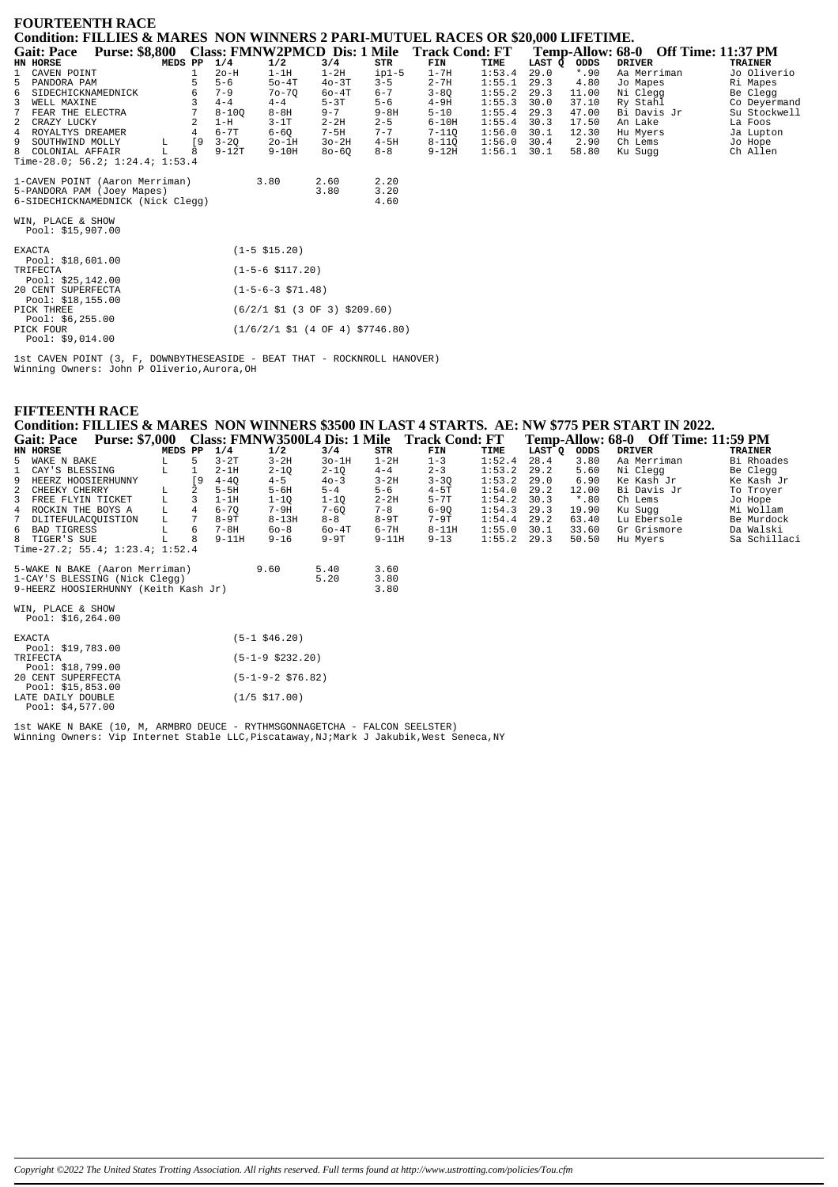## FOURTEENTH RACE

**Condition: FILLIES & MARES NON WINNERS 2 PARI-MUTUEL RACES OR $20,000 LIFETIME.**

**Gait: Pace Purse: $8,800 Class: FMNW2PMCD Dis: 1 Mile Track Cond: FT Temp-Allow: 68-0 Off Time: 11:37 PM**

| HN | HORSE | MEDS | PP | 1/4 | 1/2 | 3/4 | STR | FIN | TIME | LAST Q | ODDS | DRIVER | TRAINER |
|---|---|---|---|---|---|---|---|---|---|---|---|---|---|
| 1 | CAVEN POINT | | 1 | 2o-H | 1-1H | 1-2H | ip1-5 | 1-7H | 1:53.4 | 29.0 | *.90 | Aa Merriman | Jo Oliverio |
| 5 | PANDORA PAM | | 5 | 5-6 | 5o-4T | 4o-3T | 3-5 | 2-7H | 1:55.1 | 29.3 | 4.80 | Jo Mapes | Ri Mapes |
| 6 | SIDECHICKNAMEDNICK | | 6 | 7-9 | 7o-7Q | 6o-4T | 6-7 | 3-8Q | 1:55.2 | 29.3 | 11.00 | Ni Clegg | Be Clegg |
| 3 | WELL MAXINE | | 3 | 4-4 | 4-4 | 5-3T | 5-6 | 4-9H | 1:55.3 | 30.0 | 37.10 | Ry Stahl | Co Deyermand |
| 7 | FEAR THE ELECTRA | | 7 | 8-10Q | 8-8H | 9-7 | 9-8H | 5-10 | 1:55.4 | 29.3 | 47.00 | Bi Davis Jr | Su Stockwell |
| 2 | CRAZY LUCKY | | 2 | 1-H | 3-1T | 2-2H | 2-5 | 6-10H | 1:55.4 | 30.3 | 17.50 | An Lake | La Foos |
| 4 | ROYALTYS DREAMER | | 4 | 6-7T | 6-6Q | 7-5H | 7-7 | 7-11Q | 1:56.0 | 30.1 | 12.30 | Hu Myers | Ja Lupton |
| 9 | SOUTHWIND MOLLY | L | [9 | 3-2Q | 2o-1H | 3o-2H | 4-5H | 8-11Q | 1:56.0 | 30.4 | 2.90 | Ch Lems | Jo Hope |
| 8 | COLONIAL AFFAIR | L | 8 | 9-12T | 9-10H | 8o-6Q | 8-8 | 9-12H | 1:56.1 | 30.1 | 58.80 | Ku Sugg | Ch Allen |

Time-28.0; 56.2; 1:24.4; 1:53.4

| | | | |
|---|---|---|---|
| 1-CAVEN POINT (Aaron Merriman) | 3.80 | 2.60 | 2.20 |
| 5-PANDORA PAM (Joey Mapes) | | 3.80 | 3.20 |
| 6-SIDECHICKNAMEDNICK (Nick Clegg) | | | 4.60 |

WIN, PLACE & SHOW
Pool: $15,907.00

| | |
|---|---|
| EXACTA<br>Pool: $18,601.00 | (1-5 $15.20) |
| TRIFECTA<br>Pool: $25,142.00 | (1-5-6 $117.20) |
| 20 CENT SUPERFECTA<br>Pool: $18,155.00 | (1-5-6-3 $71.48) |
| PICK THREE<br>Pool: $6,255.00 | (6/2/1 $1 (3 OF 3) $209.60) |
| PICK FOUR<br>Pool: $9,014.00 | (1/6/2/1 $1 (4 OF 4) $7746.80) |

1st CAVEN POINT (3, F, DOWNBYTHESEASIDE - BEAT THAT - ROCKNROLL HANOVER)
Winning Owners: John P Oliverio,Aurora,OH

## FIFTEENTH RACE

**Condition: FILLIES & MARES NON WINNERS $3500 IN LAST 4 STARTS. AE: NW $775 PER START IN 2022.**

**Gait: Pace Purse: $7,000 Class: FMNW3500L4 Dis: 1 Mile Track Cond: FT Temp-Allow: 68-0 Off Time: 11:59 PM**

| HN | HORSE | MEDS | PP | 1/4 | 1/2 | 3/4 | STR | FIN | TIME | LAST Q | ODDS | DRIVER | TRAINER |
|---|---|---|---|---|---|---|---|---|---|---|---|---|---|
| 5 | WAKE N BAKE | L | 5 | 3-2T | 3-2H | 3o-1H | 1-2H | 1-3 | 1:52.4 | 28.4 | 3.80 | Aa Merriman | Bi Rhoades |
| 1 | CAY'S BLESSING | L | 1 | 2-1H | 2-1Q | 2-1Q | 4-4 | 2-3 | 1:53.2 | 29.2 | 5.60 | Ni Clegg | Be Clegg |
| 9 | HEERZ HOOSIERHUNNY | | [9 | 4-4Q | 4-5 | 4o-3 | 3-2H | 3-3Q | 1:53.2 | 29.0 | 6.90 | Ke Kash Jr | Ke Kash Jr |
| 2 | CHEEKY CHERRY | L | 2 | 5-5H | 5-6H | 5-4 | 5-6 | 4-5T | 1:54.0 | 29.2 | 12.00 | Bi Davis Jr | To Troyer |
| 3 | FREE FLYIN TICKET | L | 3 | 1-1H | 1-1Q | 1-1Q | 2-2H | 5-7T | 1:54.2 | 30.3 | *.80 | Ch Lems | Jo Hope |
| 4 | ROCKIN THE BOYS A | L | 4 | 6-7Q | 7-9H | 7-6Q | 7-8 | 6-9Q | 1:54.3 | 29.3 | 19.90 | Ku Sugg | Mi Wollam |
| 7 | DLITEFULACQUISTION | L | 7 | 8-9T | 8-13H | 8-8 | 8-9T | 7-9T | 1:54.4 | 29.2 | 63.40 | Lu Ebersole | Be Murdock |
| 6 | BAD TIGRESS | L | 6 | 7-8H | 6o-8 | 6o-4T | 6-7H | 8-11H | 1:55.0 | 30.1 | 33.60 | Gr Grismore | Da Walski |
| 8 | TIGER'S SUE | L | 8 | 9-11H | 9-16 | 9-9T | 9-11H | 9-13 | 1:55.2 | 29.3 | 50.50 | Hu Myers | Sa Schillaci |

Time-27.2; 55.4; 1:23.4; 1:52.4

| | | | |
|---|---|---|---|
| 5-WAKE N BAKE (Aaron Merriman) | 9.60 | 5.40 | 3.60 |
| 1-CAY'S BLESSING (Nick Clegg) | | 5.20 | 3.80 |
| 9-HEERZ HOOSIERHUNNY (Keith Kash Jr) | | | 3.80 |

WIN, PLACE & SHOW
Pool: $16,264.00

| | |
|---|---|
| EXACTA<br>Pool: $19,783.00 | (5-1 $46.20) |
| TRIFECTA<br>Pool: $18,799.00 | (5-1-9 $232.20) |
| 20 CENT SUPERFECTA<br>Pool: $15,853.00 | (5-1-9-2 $76.82) |
| LATE DAILY DOUBLE<br>Pool: $4,577.00 | (1/5 $17.00) |

1st WAKE N BAKE (10, M, ARMBRO DEUCE - RYTHMSGONNAGETCHA - FALCON SEELSTER)
Winning Owners: Vip Internet Stable LLC,Piscataway,NJ;Mark J Jakubik,West Seneca,NY

*Copyright ©2022 The United States Trotting Association. All rights reserved. Full terms found at http://www.ustrotting.com/policies/Tou.cfm*